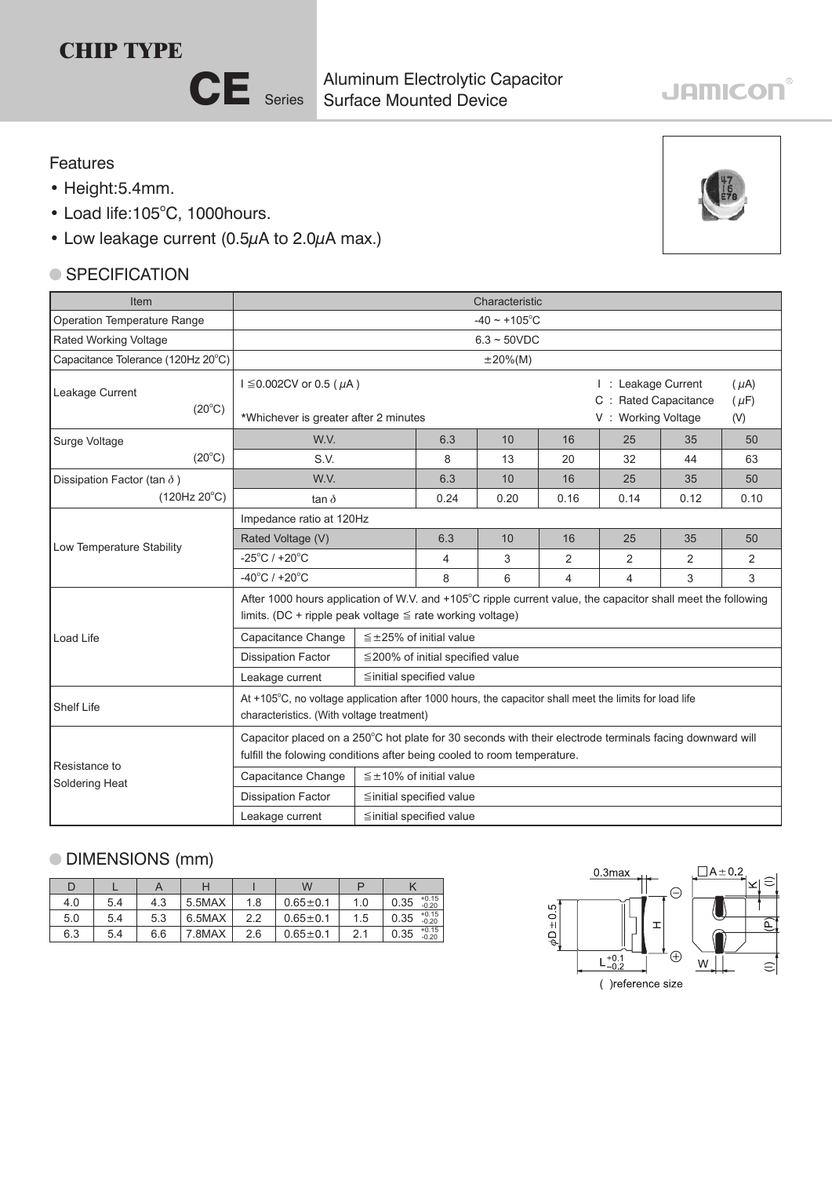# CHIP TYPE

## CE Series

Aluminum Electrolytic Capacitor
Surface Mounted Device

JAMICON

### Features

- Height:5.4mm.
- Load life:105°C, 1000hours.
- Low leakage current (0.5μA to 2.0μA max.)

### SPECIFICATION

| Item | Characteristic | | | | | | |
|---|---|---|---|---|---|---|---|
| Operation Temperature Range | -40 ~ +105°C | | | | | | |
| Rated Working Voltage | 6.3 ~ 50VDC | | | | | | |
| Capacitance Tolerance (120Hz 20°C) | ±20%(M) | | | | | | |
| Leakage Current (20°C) | I ≦0.002CV or 0.5 (μA) *Whichever is greater after 2 minutes; I : Leakage Current (μA), C : Rated Capacitance (μF), V : Working Voltage (V) | | | | | | |
| Surge Voltage (20°C) | W.V. | 6.3 | 10 | 16 | 25 | 35 | 50 |
| | S.V. | 8 | 13 | 20 | 32 | 44 | 63 |
| Dissipation Factor (tan δ) (120Hz 20°C) | W.V. | 6.3 | 10 | 16 | 25 | 35 | 50 |
| | tan δ | 0.24 | 0.20 | 0.16 | 0.14 | 0.12 | 0.10 |
| Low Temperature Stability | Impedance ratio at 120Hz | | | | | | |
| | Rated Voltage (V) | 6.3 | 10 | 16 | 25 | 35 | 50 |
| | -25°C / +20°C | 4 | 3 | 2 | 2 | 2 | 2 |
| | -40°C / +20°C | 8 | 6 | 4 | 4 | 3 | 3 |
| Load Life | After 1000 hours application of W.V. and +105°C ripple current value, the capacitor shall meet the following limits. (DC + ripple peak voltage ≦ rate working voltage) | | | | | | |
| | Capacitance Change | ≦±25% of initial value | | | | | |
| | Dissipation Factor | ≦200% of initial specified value | | | | | |
| | Leakage current | ≦initial specified value | | | | | |
| Shelf Life | At +105°C, no voltage application after 1000 hours, the capacitor shall meet the limits for load life characteristics. (With voltage treatment) | | | | | | |
| Resistance to Soldering Heat | Capacitor placed on a 250°C hot plate for 30 seconds with their electrode terminals facing downward will fulfill the folowing conditions after being cooled to room temperature. | | | | | | |
| | Capacitance Change | ≦±10% of initial value | | | | | |
| | Dissipation Factor | ≦initial specified value | | | | | |
| | Leakage current | ≦initial specified value | | | | | |

### DIMENSIONS (mm)

| D | L | A | H | I | W | P | K |
|---|---|---|---|---|---|---|---|
| 4.0 | 5.4 | 4.3 | 5.5MAX | 1.8 | 0.65±0.1 | 1.0 | 0.35 $^{+0.15}_{-0.20}$ |
| 5.0 | 5.4 | 5.3 | 6.5MAX | 2.2 | 0.65±0.1 | 1.5 | 0.35 $^{+0.15}_{-0.20}$ |
| 6.3 | 5.4 | 6.6 | 7.8MAX | 2.6 | 0.65±0.1 | 2.1 | 0.35 $^{+0.15}_{-0.20}$ |

0.3max, □A±0.2, φD±0.5, H, $L^{+0.1}_{-0.2}$, K, (I), (P), W

( )reference size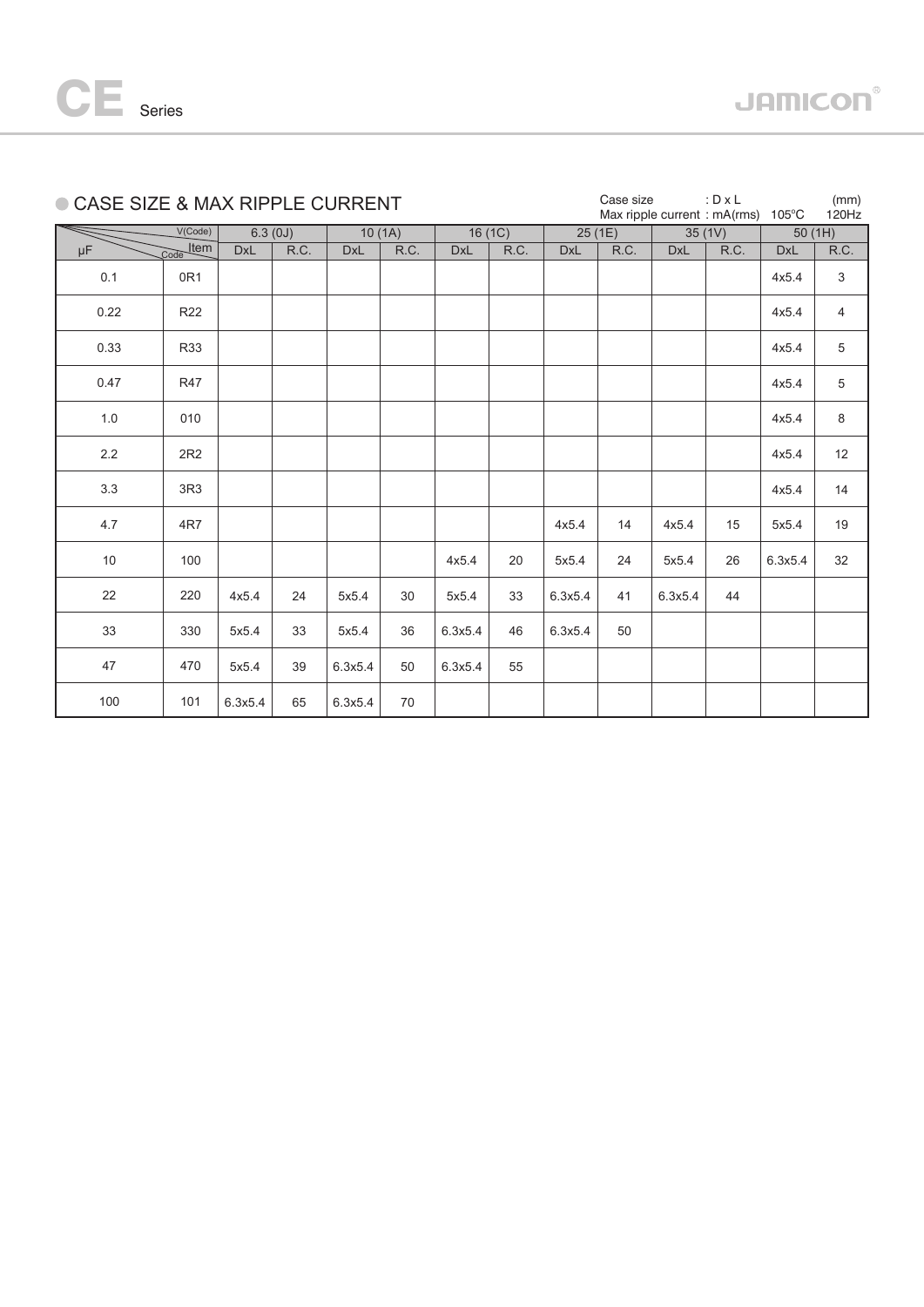# CE Series

JAMICON®

## ● CASE SIZE & MAX RIPPLE CURRENT

Case size : D x L (mm)
Max ripple current : mA(rms) 105°C 120Hz

| μF | V(Code) / Item / Code | 6.3 (0J) | | 10 (1A) | | 16 (1C) | | 25 (1E) | | 35 (1V) | | 50 (1H) | |
|---|---|---|---|---|---|---|---|---|---|---|---|---|---|
| | | DxL | R.C. | DxL | R.C. | DxL | R.C. | DxL | R.C. | DxL | R.C. | DxL | R.C. |
| 0.1 | 0R1 | | | | | | | | | | | 4x5.4 | 3 |
| 0.22 | R22 | | | | | | | | | | | 4x5.4 | 4 |
| 0.33 | R33 | | | | | | | | | | | 4x5.4 | 5 |
| 0.47 | R47 | | | | | | | | | | | 4x5.4 | 5 |
| 1.0 | 010 | | | | | | | | | | | 4x5.4 | 8 |
| 2.2 | 2R2 | | | | | | | | | | | 4x5.4 | 12 |
| 3.3 | 3R3 | | | | | | | | | | | 4x5.4 | 14 |
| 4.7 | 4R7 | | | | | | | 4x5.4 | 14 | 4x5.4 | 15 | 5x5.4 | 19 |
| 10 | 100 | | | | | 4x5.4 | 20 | 5x5.4 | 24 | 5x5.4 | 26 | 6.3x5.4 | 32 |
| 22 | 220 | 4x5.4 | 24 | 5x5.4 | 30 | 5x5.4 | 33 | 6.3x5.4 | 41 | 6.3x5.4 | 44 | | |
| 33 | 330 | 5x5.4 | 33 | 5x5.4 | 36 | 6.3x5.4 | 46 | 6.3x5.4 | 50 | | | | |
| 47 | 470 | 5x5.4 | 39 | 6.3x5.4 | 50 | 6.3x5.4 | 55 | | | | | | |
| 100 | 101 | 6.3x5.4 | 65 | 6.3x5.4 | 70 | | | | | | | | |